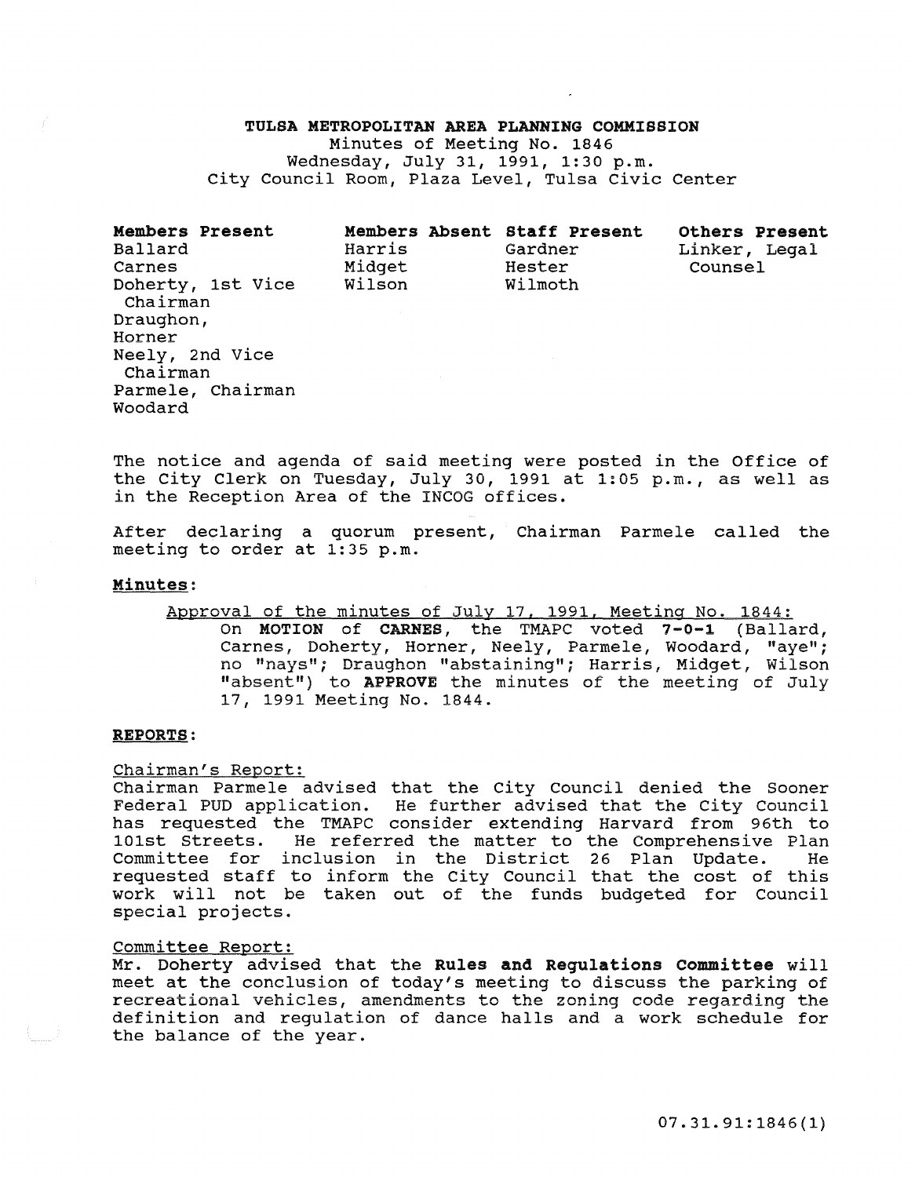**TULSA METROPOLITAN AREA PLANNING COMMISSION**
Minutes of Meeting No. 1846
Wednesday, July 31, 1991, 1:30 p.m.
City Council Room, Plaza Level, Tulsa Civic Center

| Members Present | Members Absent | Staff Present | Others Present |
|---|---|---|---|
| Ballard | Harris | Gardner | Linker, Legal Counsel |
| Carnes | Midget | Hester | |
| Doherty, 1st Vice Chairman | Wilson | Wilmoth | |
| Draughon, | | | |
| Horner | | | |
| Neely, 2nd Vice Chairman | | | |
| Parmele, Chairman | | | |
| Woodard | | | |

The notice and agenda of said meeting were posted in the Office of the City Clerk on Tuesday, July 30, 1991 at 1:05 p.m., as well as in the Reception Area of the INCOG offices.

After declaring a quorum present, Chairman Parmele called the meeting to order at 1:35 p.m.

**Minutes:**

Approval of the minutes of July 17, 1991, Meeting No. 1844:

On **MOTION** of **CARNES**, the TMAPC voted **7-0-1** (Ballard, Carnes, Doherty, Horner, Neely, Parmele, Woodard, "aye"; no "nays"; Draughon "abstaining"; Harris, Midget, Wilson "absent") to **APPROVE** the minutes of the meeting of July 17, 1991 Meeting No. 1844.

**REPORTS:**

Chairman's Report:

Chairman Parmele advised that the City Council denied the Sooner Federal PUD application. He further advised that the City Council has requested the TMAPC consider extending Harvard from 96th to 101st Streets. He referred the matter to the Comprehensive Plan Committee for inclusion in the District 26 Plan Update. He requested staff to inform the City Council that the cost of this work will not be taken out of the funds budgeted for Council special projects.

Committee Report:

Mr. Doherty advised that the **Rules and Regulations Committee** will meet at the conclusion of today's meeting to discuss the parking of recreational vehicles, amendments to the zoning code regarding the definition and regulation of dance halls and a work schedule for the balance of the year.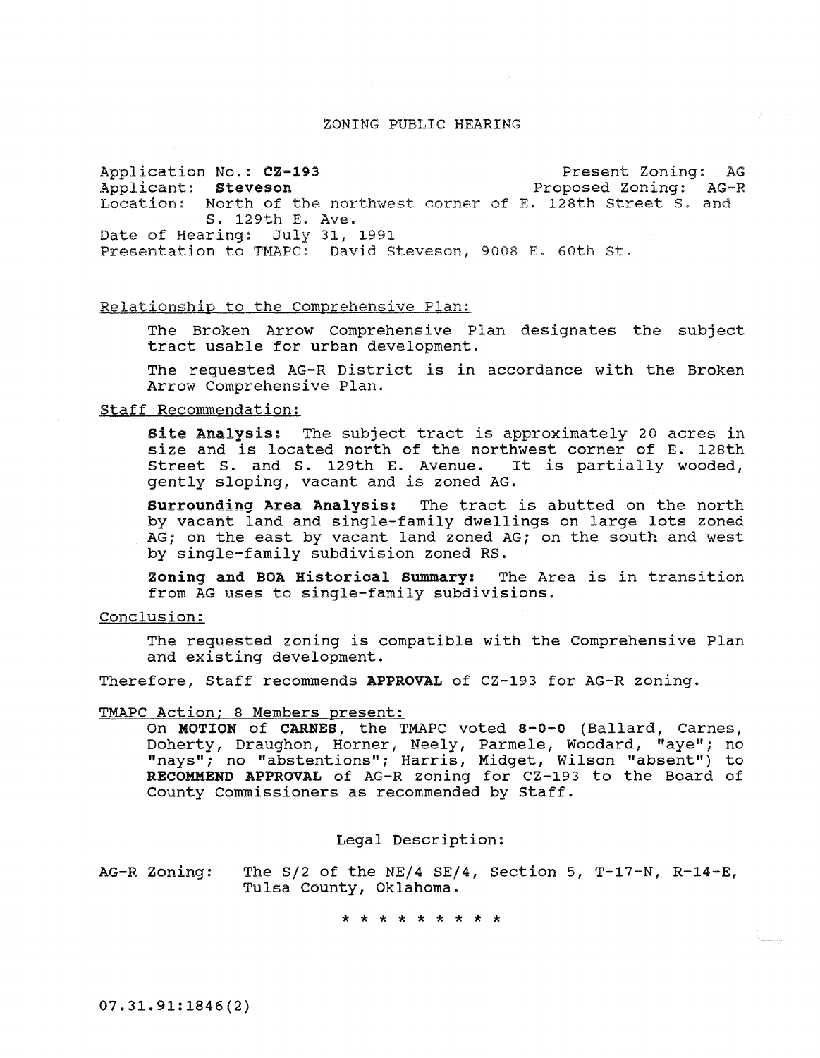## ZONING PUBLIC HEARING

**Application No.: CZ-193** Present Zoning: AG
**Applicant: Steveson** Proposed Zoning: AG-R
Location: North of the northwest corner of E. 128th Street S. and S. 129th E. Ave.
Date of Hearing: July 31, 1991
Presentation to TMAPC: David Steveson, 9008 E. 60th St.

Relationship to the Comprehensive Plan:

The Broken Arrow Comprehensive Plan designates the subject tract usable for urban development.

The requested AG-R District is in accordance with the Broken Arrow Comprehensive Plan.

Staff Recommendation:

**Site Analysis:** The subject tract is approximately 20 acres in size and is located north of the northwest corner of E. 128th Street S. and S. 129th E. Avenue. It is partially wooded, gently sloping, vacant and is zoned AG.

**Surrounding Area Analysis:** The tract is abutted on the north by vacant land and single-family dwellings on large lots zoned AG; on the east by vacant land zoned AG; on the south and west by single-family subdivision zoned RS.

**Zoning and BOA Historical Summary:** The Area is in transition from AG uses to single-family subdivisions.

Conclusion:

The requested zoning is compatible with the Comprehensive Plan and existing development.

Therefore, Staff recommends **APPROVAL** of CZ-193 for AG-R zoning.

TMAPC Action; 8 Members present:

On **MOTION** of **CARNES**, the TMAPC voted **8-0-0** (Ballard, Carnes, Doherty, Draughon, Horner, Neely, Parmele, Woodard, "aye"; no "nays"; no "abstentions"; Harris, Midget, Wilson "absent") to **RECOMMEND APPROVAL** of AG-R zoning for CZ-193 to the Board of County Commissioners as recommended by Staff.

Legal Description:

AG-R Zoning: The S/2 of the NE/4 SE/4, Section 5, T-17-N, R-14-E, Tulsa County, Oklahoma.

* * * * * * * * * *

07.31.91:1846(2)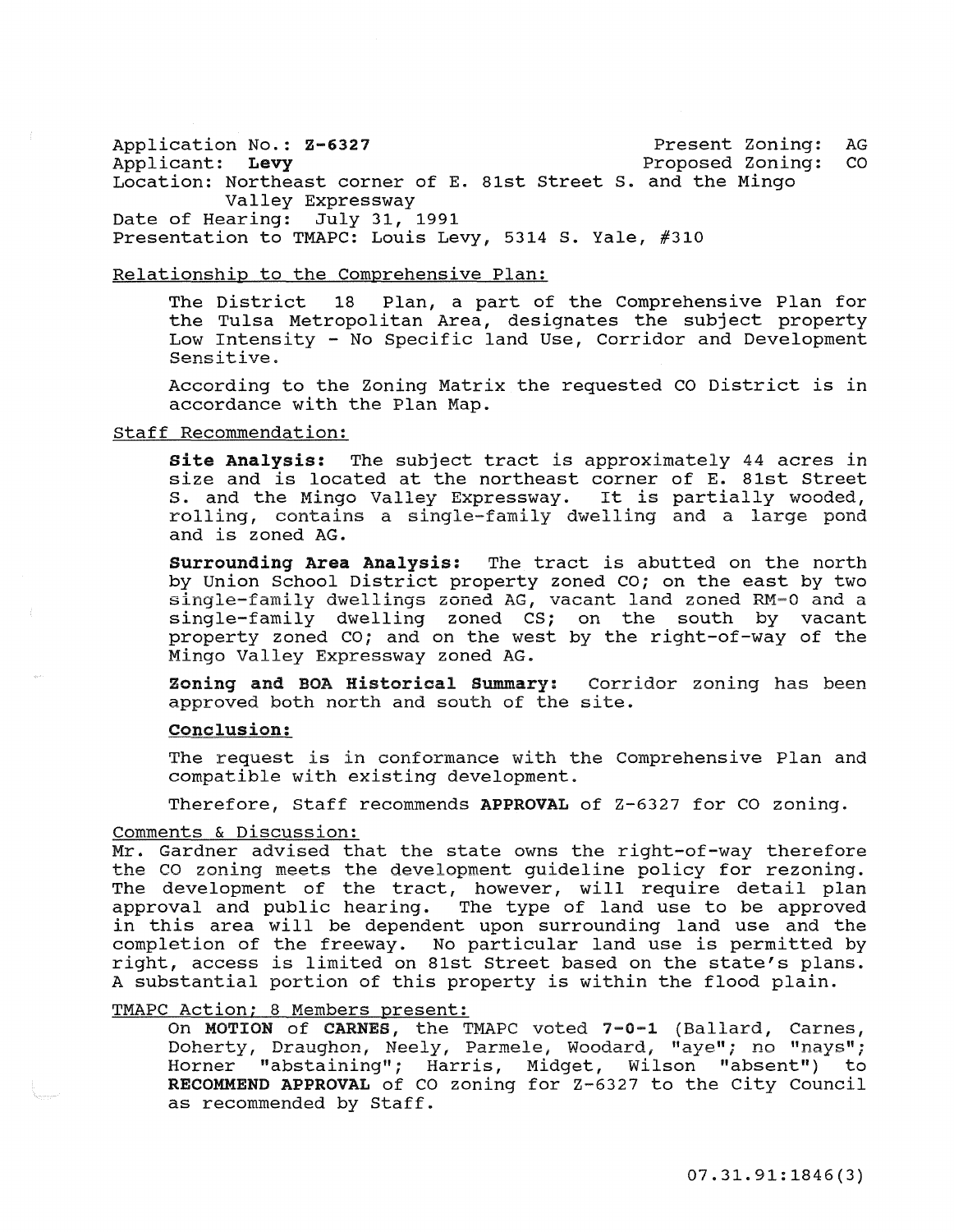Application No.: **Z-6327** Present Zoning: AG
Applicant: **Levy** Proposed Zoning: CO
Location: Northeast corner of E. 81st Street S. and the Mingo Valley Expressway
Date of Hearing: July 31, 1991
Presentation to TMAPC: Louis Levy, 5314 S. Yale, #310

Relationship to the Comprehensive Plan:

The District 18 Plan, a part of the Comprehensive Plan for the Tulsa Metropolitan Area, designates the subject property Low Intensity - No Specific land Use, Corridor and Development Sensitive.

According to the Zoning Matrix the requested CO District is in accordance with the Plan Map.

Staff Recommendation:

**Site Analysis:** The subject tract is approximately 44 acres in size and is located at the northeast corner of E. 81st Street S. and the Mingo Valley Expressway. It is partially wooded, rolling, contains a single-family dwelling and a large pond and is zoned AG.

**Surrounding Area Analysis:** The tract is abutted on the north by Union School District property zoned CO; on the east by two single-family dwellings zoned AG, vacant land zoned RM-0 and a single-family dwelling zoned CS; on the south by vacant property zoned CO; and on the west by the right-of-way of the Mingo Valley Expressway zoned AG.

**Zoning and BOA Historical Summary:** Corridor zoning has been approved both north and south of the site.

**Conclusion:**

The request is in conformance with the Comprehensive Plan and compatible with existing development.

Therefore, Staff recommends **APPROVAL** of Z-6327 for CO zoning.

Comments & Discussion:

Mr. Gardner advised that the state owns the right-of-way therefore the CO zoning meets the development guideline policy for rezoning. The development of the tract, however, will require detail plan approval and public hearing. The type of land use to be approved in this area will be dependent upon surrounding land use and the completion of the freeway. No particular land use is permitted by right, access is limited on 81st Street based on the state's plans. A substantial portion of this property is within the flood plain.

TMAPC Action; 8 Members present:

On **MOTION** of **CARNES**, the TMAPC voted **7-0-1** (Ballard, Carnes, Doherty, Draughon, Neely, Parmele, Woodard, "aye"; no "nays"; Horner "abstaining"; Harris, Midget, Wilson "absent") to **RECOMMEND APPROVAL** of CO zoning for Z-6327 to the City Council as recommended by Staff.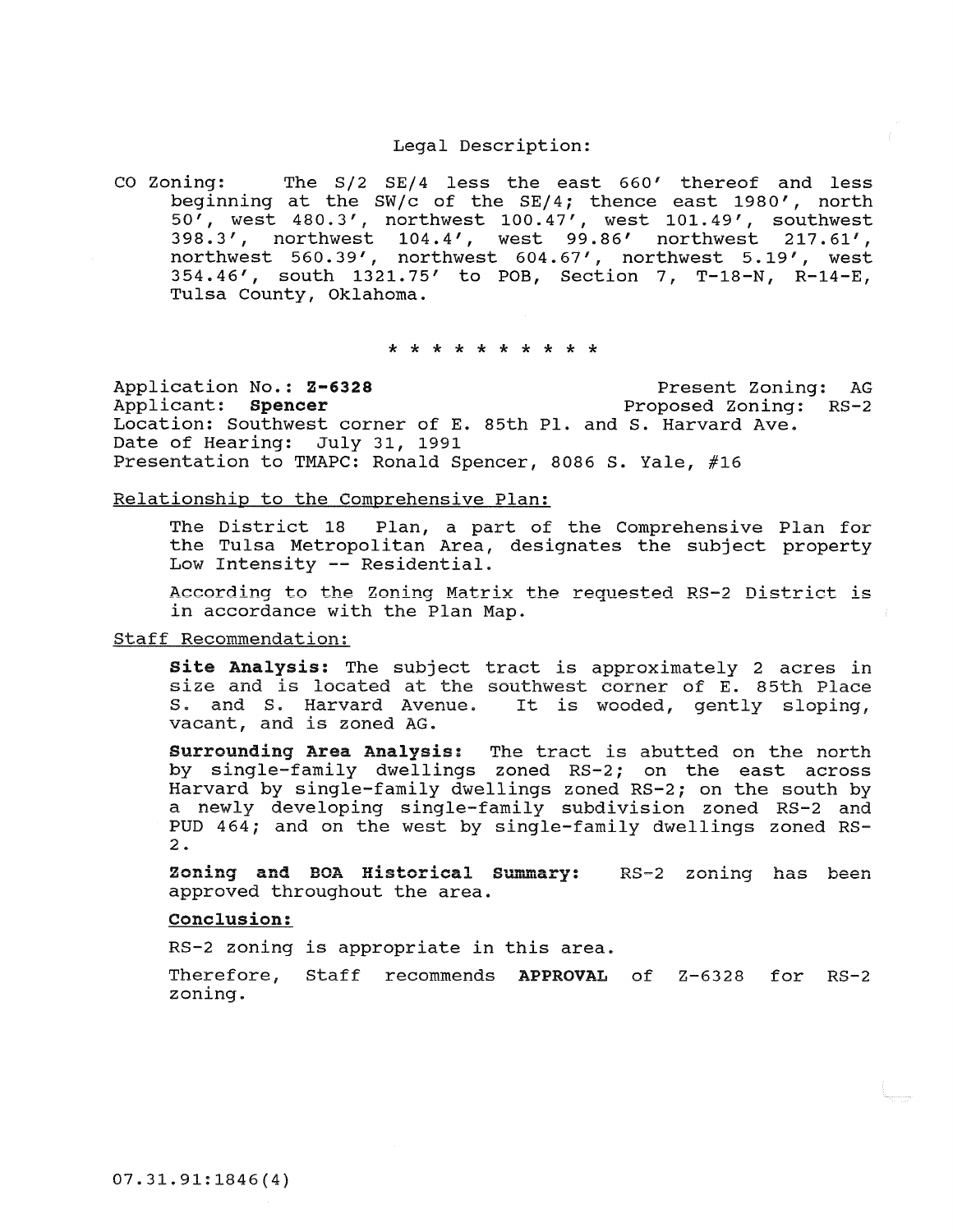Legal Description:

CO Zoning: The S/2 SE/4 less the east 660' thereof and less beginning at the SW/c of the SE/4; thence east 1980', north 50', west 480.3', northwest 100.47', west 101.49', southwest 398.3', northwest 104.4', west 99.86' northwest 217.61', northwest 560.39', northwest 604.67', northwest 5.19', west 354.46', south 1321.75' to POB, Section 7, T-18-N, R-14-E, Tulsa County, Oklahoma.

\* \* \* \* \* \* \* \* \* \* \*

Application No.: **Z-6328** Present Zoning: AG
Applicant: **Spencer** Proposed Zoning: RS-2
Location: Southwest corner of E. 85th Pl. and S. Harvard Ave.
Date of Hearing: July 31, 1991
Presentation to TMAPC: Ronald Spencer, 8086 S. Yale, #16

Relationship to the Comprehensive Plan:

The District 18 Plan, a part of the Comprehensive Plan for the Tulsa Metropolitan Area, designates the subject property Low Intensity -- Residential.

According to the Zoning Matrix the requested RS-2 District is in accordance with the Plan Map.

Staff Recommendation:

**Site Analysis:** The subject tract is approximately 2 acres in size and is located at the southwest corner of E. 85th Place S. and S. Harvard Avenue. It is wooded, gently sloping, vacant, and is zoned AG.

**Surrounding Area Analysis:** The tract is abutted on the north by single-family dwellings zoned RS-2; on the east across Harvard by single-family dwellings zoned RS-2; on the south by a newly developing single-family subdivision zoned RS-2 and PUD 464; and on the west by single-family dwellings zoned RS-2.

**Zoning and BOA Historical Summary:** RS-2 zoning has been approved throughout the area.

**Conclusion:**

RS-2 zoning is appropriate in this area.

Therefore, Staff recommends **APPROVAL** of Z-6328 for RS-2 zoning.

07.31.91:1846(4)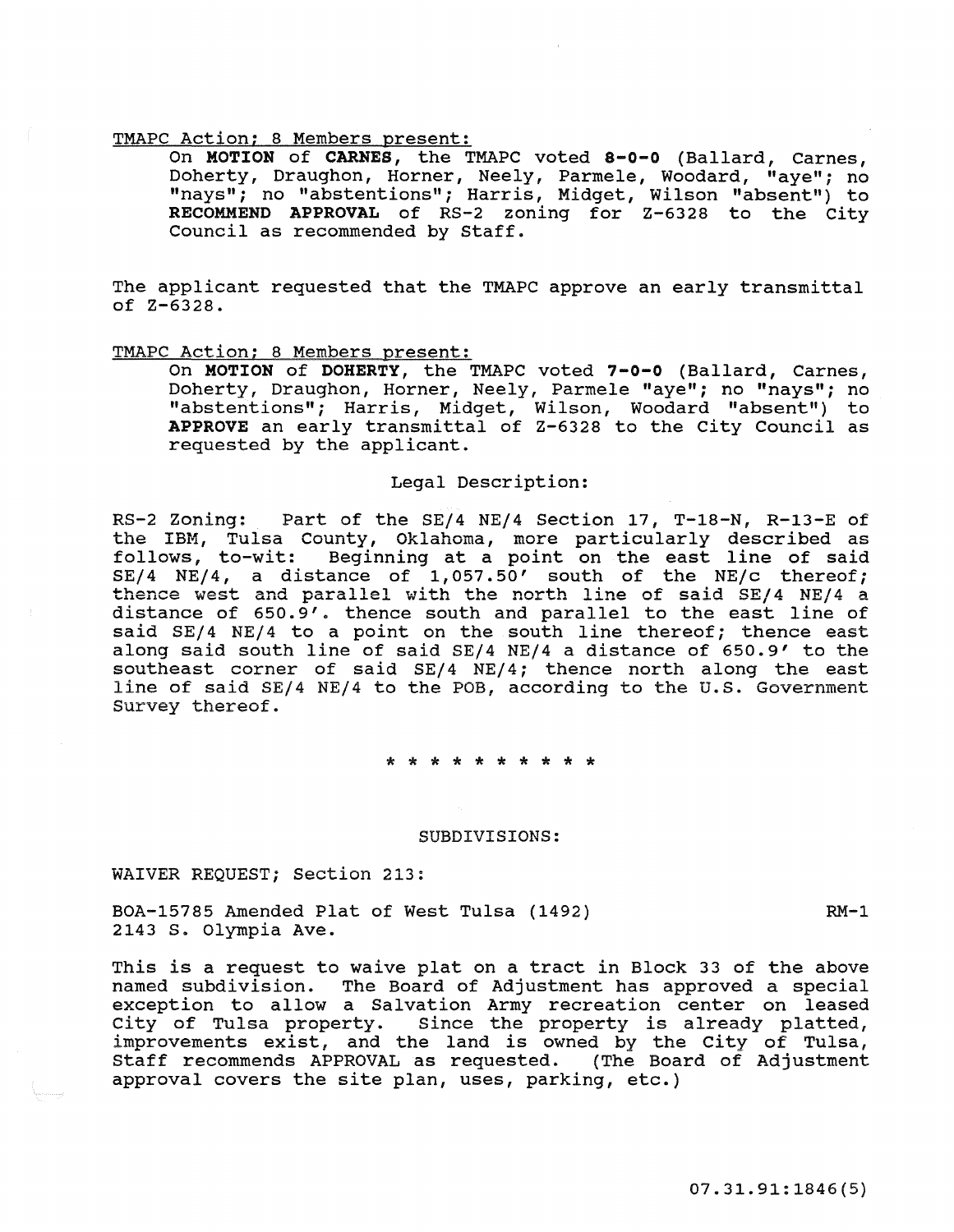<u>TMAPC Action; 8 Members present:</u>

On **MOTION** of **CARNES**, the TMAPC voted **8-0-0** (Ballard, Carnes, Doherty, Draughon, Horner, Neely, Parmele, Woodard, "aye"; no "nays"; no "abstentions"; Harris, Midget, Wilson "absent") to **RECOMMEND APPROVAL** of RS-2 zoning for Z-6328 to the City Council as recommended by Staff.

The applicant requested that the TMAPC approve an early transmittal of Z-6328.

<u>TMAPC Action; 8 Members present:</u>

On **MOTION** of **DOHERTY**, the TMAPC voted **7-0-0** (Ballard, Carnes, Doherty, Draughon, Horner, Neely, Parmele "aye"; no "nays"; no "abstentions"; Harris, Midget, Wilson, Woodard "absent") to **APPROVE** an early transmittal of Z-6328 to the City Council as requested by the applicant.

Legal Description:

RS-2 Zoning: Part of the SE/4 NE/4 Section 17, T-18-N, R-13-E of the IBM, Tulsa County, Oklahoma, more particularly described as follows, to-wit: Beginning at a point on the east line of said SE/4 NE/4, a distance of 1,057.50' south of the NE/c thereof; thence west and parallel with the north line of said SE/4 NE/4 a distance of 650.9'. thence south and parallel to the east line of said SE/4 NE/4 to a point on the south line thereof; thence east along said south line of said SE/4 NE/4 a distance of 650.9' to the southeast corner of said SE/4 NE/4; thence north along the east line of said SE/4 NE/4 to the POB, according to the U.S. Government Survey thereof.

* * * * * * * * * * *

SUBDIVISIONS:

WAIVER REQUEST; Section 213:

BOA-15785 Amended Plat of West Tulsa (1492) RM-1
2143 S. Olympia Ave.

This is a request to waive plat on a tract in Block 33 of the above named subdivision. The Board of Adjustment has approved a special exception to allow a Salvation Army recreation center on leased City of Tulsa property. Since the property is already platted, improvements exist, and the land is owned by the City of Tulsa, Staff recommends APPROVAL as requested. (The Board of Adjustment approval covers the site plan, uses, parking, etc.)

07.31.91:1846(5)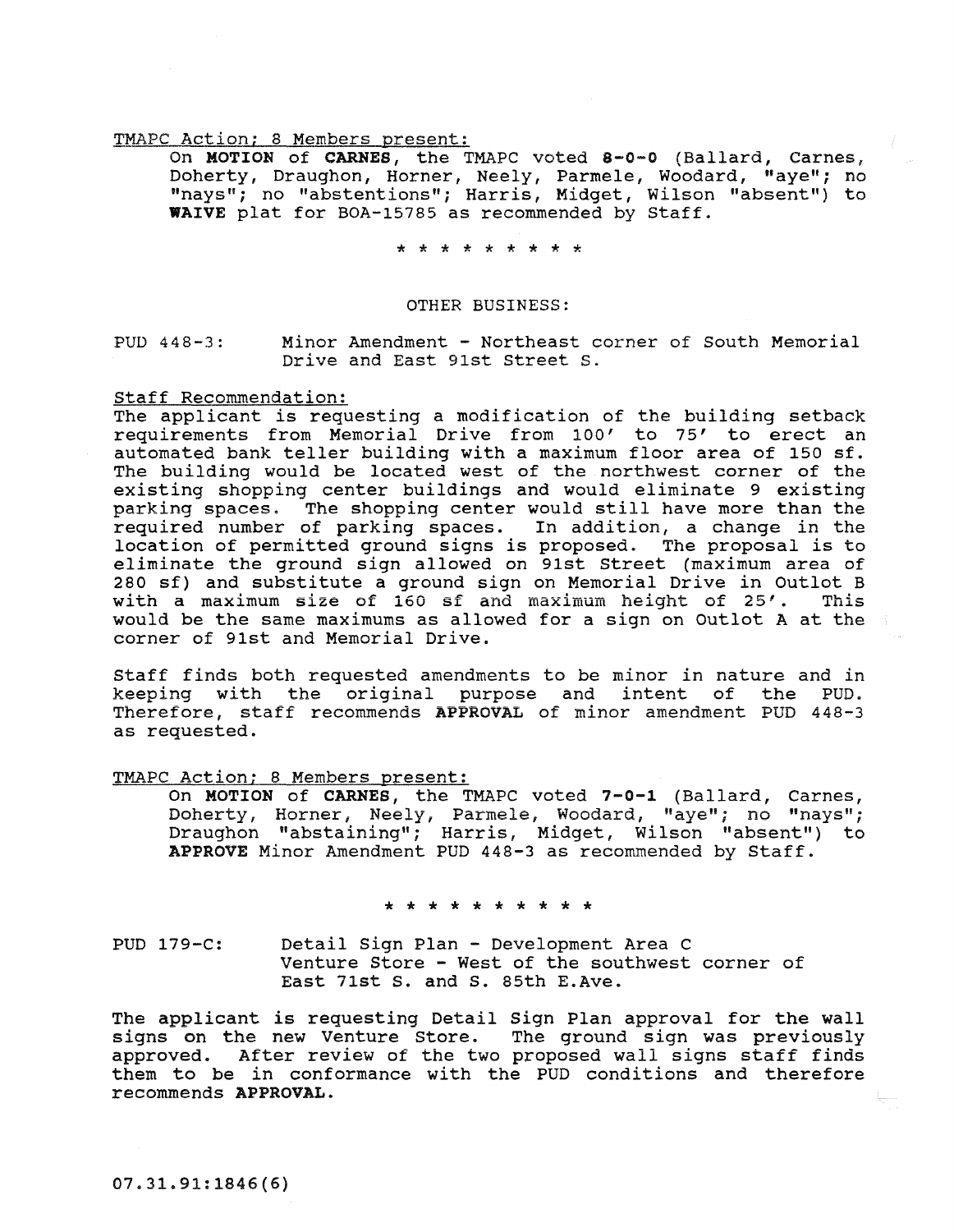TMAPC Action; 8 Members present:

On **MOTION** of **CARNES**, the TMAPC voted **8-0-0** (Ballard, Carnes, Doherty, Draughon, Horner, Neely, Parmele, Woodard, "aye"; no "nays"; no "abstentions"; Harris, Midget, Wilson "absent") to **WAIVE** plat for BOA-15785 as recommended by Staff.

* * * * * * * * * *

OTHER BUSINESS:

PUD 448-3: Minor Amendment - Northeast corner of South Memorial Drive and East 91st Street S.

Staff Recommendation:

The applicant is requesting a modification of the building setback requirements from Memorial Drive from 100' to 75' to erect an automated bank teller building with a maximum floor area of 150 sf. The building would be located west of the northwest corner of the existing shopping center buildings and would eliminate 9 existing parking spaces. The shopping center would still have more than the required number of parking spaces. In addition, a change in the location of permitted ground signs is proposed. The proposal is to eliminate the ground sign allowed on 91st Street (maximum area of 280 sf) and substitute a ground sign on Memorial Drive in Outlot B with a maximum size of 160 sf and maximum height of 25'. This would be the same maximums as allowed for a sign on Outlot A at the corner of 91st and Memorial Drive.

Staff finds both requested amendments to be minor in nature and in keeping with the original purpose and intent of the PUD. Therefore, staff recommends **APPROVAL** of minor amendment PUD 448-3 as requested.

TMAPC Action; 8 Members present:

On **MOTION** of **CARNES**, the TMAPC voted **7-0-1** (Ballard, Carnes, Doherty, Horner, Neely, Parmele, Woodard, "aye"; no "nays"; Draughon "abstaining"; Harris, Midget, Wilson "absent") to **APPROVE** Minor Amendment PUD 448-3 as recommended by Staff.

* * * * * * * * * * *

PUD 179-C: Detail Sign Plan - Development Area C Venture Store - West of the southwest corner of East 71st S. and S. 85th E.Ave.

The applicant is requesting Detail Sign Plan approval for the wall signs on the new Venture Store. The ground sign was previously approved. After review of the two proposed wall signs staff finds them to be in conformance with the PUD conditions and therefore recommends **APPROVAL**.

07.31.91:1846(6)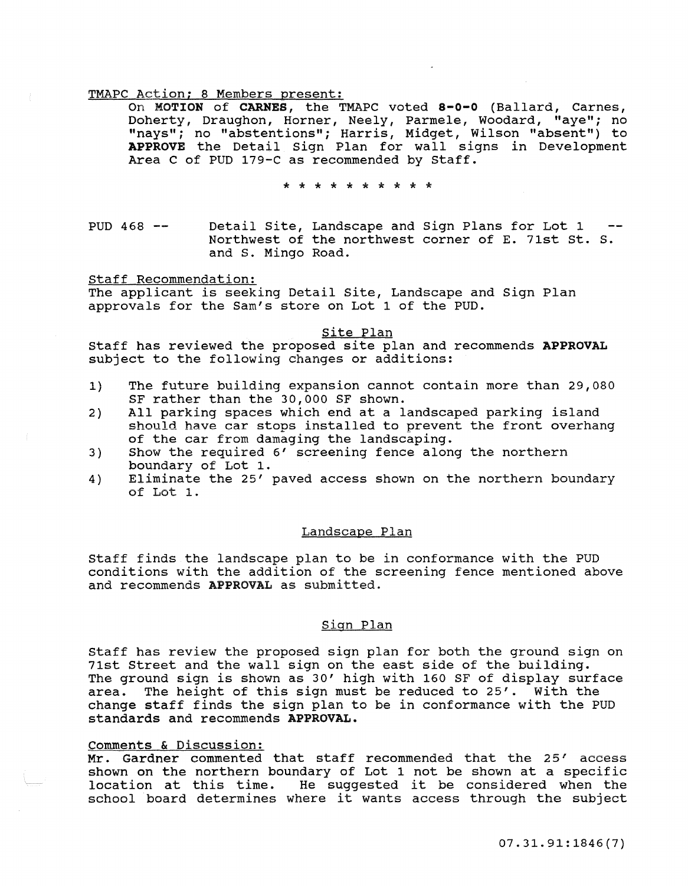<u>TMAPC Action; 8 Members present:</u>

On **MOTION** of **CARNES**, the TMAPC voted **8-0-0** (Ballard, Carnes, Doherty, Draughon, Horner, Neely, Parmele, Woodard, "aye"; no "nays"; no "abstentions"; Harris, Midget, Wilson "absent") to **APPROVE** the Detail Sign Plan for wall signs in Development Area C of PUD 179-C as recommended by Staff.

\* \* \* \* \* \* \* \* \* \* \*

PUD 468 -- Detail Site, Landscape and Sign Plans for Lot 1 -- Northwest of the northwest corner of E. 71st St. S. and S. Mingo Road.

<u>Staff Recommendation:</u>

The applicant is seeking Detail Site, Landscape and Sign Plan approvals for the Sam's store on Lot 1 of the PUD.

<u>Site Plan</u>

Staff has reviewed the proposed site plan and recommends **APPROVAL** subject to the following changes or additions:

1) The future building expansion cannot contain more than 29,080 SF rather than the 30,000 SF shown.
2) All parking spaces which end at a landscaped parking island should have car stops installed to prevent the front overhang of the car from damaging the landscaping.
3) Show the required 6' screening fence along the northern boundary of Lot 1.
4) Eliminate the 25' paved access shown on the northern boundary of Lot 1.

<u>Landscape Plan</u>

Staff finds the landscape plan to be in conformance with the PUD conditions with the addition of the screening fence mentioned above and recommends **APPROVAL** as submitted.

<u>Sign Plan</u>

Staff has review the proposed sign plan for both the ground sign on 71st Street and the wall sign on the east side of the building. The ground sign is shown as 30' high with 160 SF of display surface area. The height of this sign must be reduced to 25'. With the change staff finds the sign plan to be in conformance with the PUD standards and recommends **APPROVAL**.

<u>Comments & Discussion:</u>

Mr. Gardner commented that staff recommended that the 25' access shown on the northern boundary of Lot 1 not be shown at a specific location at this time. He suggested it be considered when the school board determines where it wants access through the subject

07.31.91:1846(7)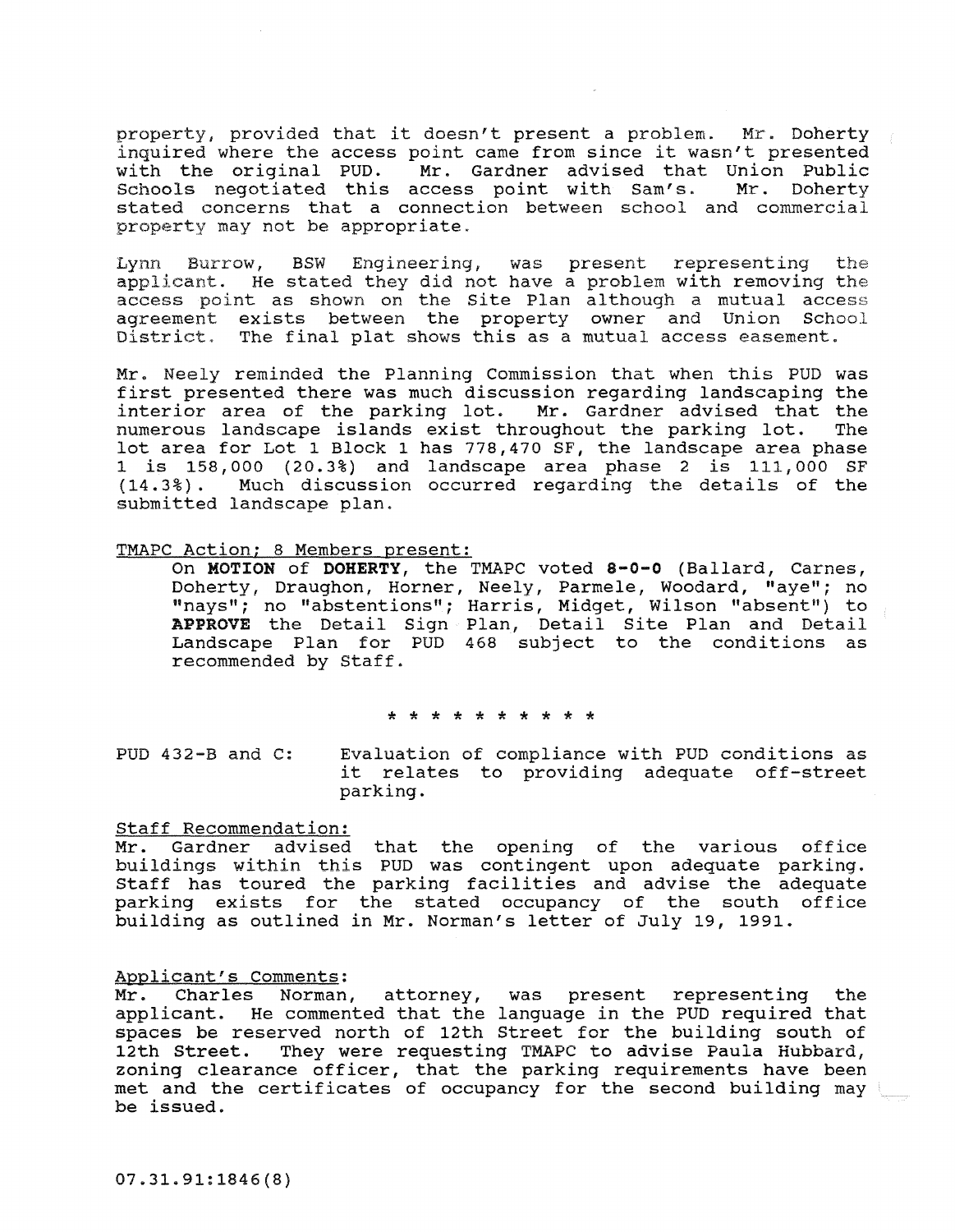property, provided that it doesn't present a problem. Mr. Doherty inquired where the access point came from since it wasn't presented with the original PUD. Mr. Gardner advised that Union Public Schools negotiated this access point with Sam's. Mr. Doherty stated concerns that a connection between school and commercial property may not be appropriate.

Lynn Burrow, BSW Engineering, was present representing the applicant. He stated they did not have a problem with removing the access point as shown on the Site Plan although a mutual access agreement exists between the property owner and Union School District. The final plat shows this as a mutual access easement.

Mr. Neely reminded the Planning Commission that when this PUD was first presented there was much discussion regarding landscaping the interior area of the parking lot. Mr. Gardner advised that the numerous landscape islands exist throughout the parking lot. The lot area for Lot 1 Block 1 has 778,470 SF, the landscape area phase 1 is 158,000 (20.3%) and landscape area phase 2 is 111,000 SF (14.3%). Much discussion occurred regarding the details of the submitted landscape plan.

TMAPC Action; 8 Members present:

On **MOTION** of **DOHERTY**, the TMAPC voted **8-0-0** (Ballard, Carnes, Doherty, Draughon, Horner, Neely, Parmele, Woodard, "aye"; no "nays"; no "abstentions"; Harris, Midget, Wilson "absent") to **APPROVE** the Detail Sign Plan, Detail Site Plan and Detail Landscape Plan for PUD 468 subject to the conditions as recommended by Staff.

* * * * * * * * * * *

PUD 432-B and C: Evaluation of compliance with PUD conditions as it relates to providing adequate off-street parking.

Staff Recommendation:

Mr. Gardner advised that the opening of the various office buildings within this PUD was contingent upon adequate parking. Staff has toured the parking facilities and advise the adequate parking exists for the stated occupancy of the south office building as outlined in Mr. Norman's letter of July 19, 1991.

Applicant's Comments:

Mr. Charles Norman, attorney, was present representing the applicant. He commented that the language in the PUD required that spaces be reserved north of 12th Street for the building south of 12th Street. They were requesting TMAPC to advise Paula Hubbard, zoning clearance officer, that the parking requirements have been met and the certificates of occupancy for the second building may be issued.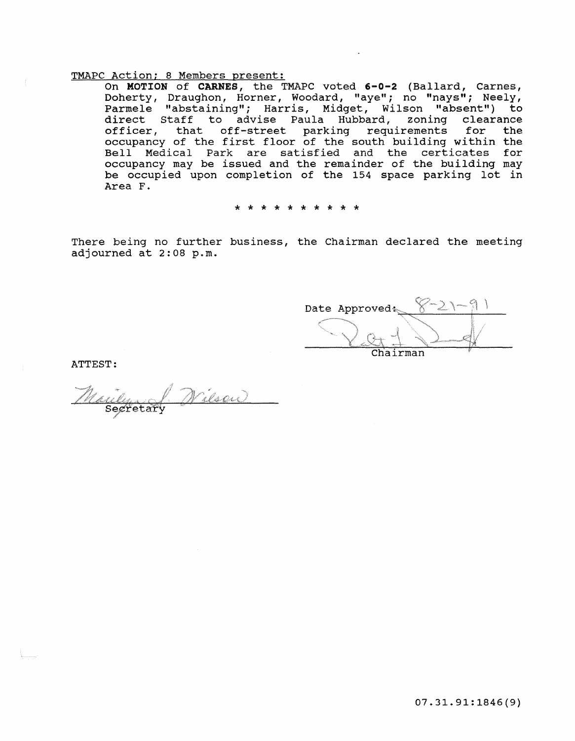TMAPC Action; 8 Members present:

On **MOTION** of **CARNES**, the TMAPC voted **6-0-2** (Ballard, Carnes, Doherty, Draughon, Horner, Woodard, "aye"; no "nays"; Neely, Parmele "abstaining"; Harris, Midget, Wilson "absent") to direct Staff to advise Paula Hubbard, zoning clearance officer, that off-street parking requirements for the occupancy of the first floor of the south building within the Bell Medical Park are satisfied and the certicates for occupancy may be issued and the remainder of the building may be occupied upon completion of the 154 space parking lot in Area F.

* * * * * * * * * * *

There being no further business, the Chairman declared the meeting adjourned at 2:08 p.m.

Date Approved: 8-21-91

Chairman

ATTEST:

Marilyn J. Wilson
Secretary

07.31.91:1846(9)